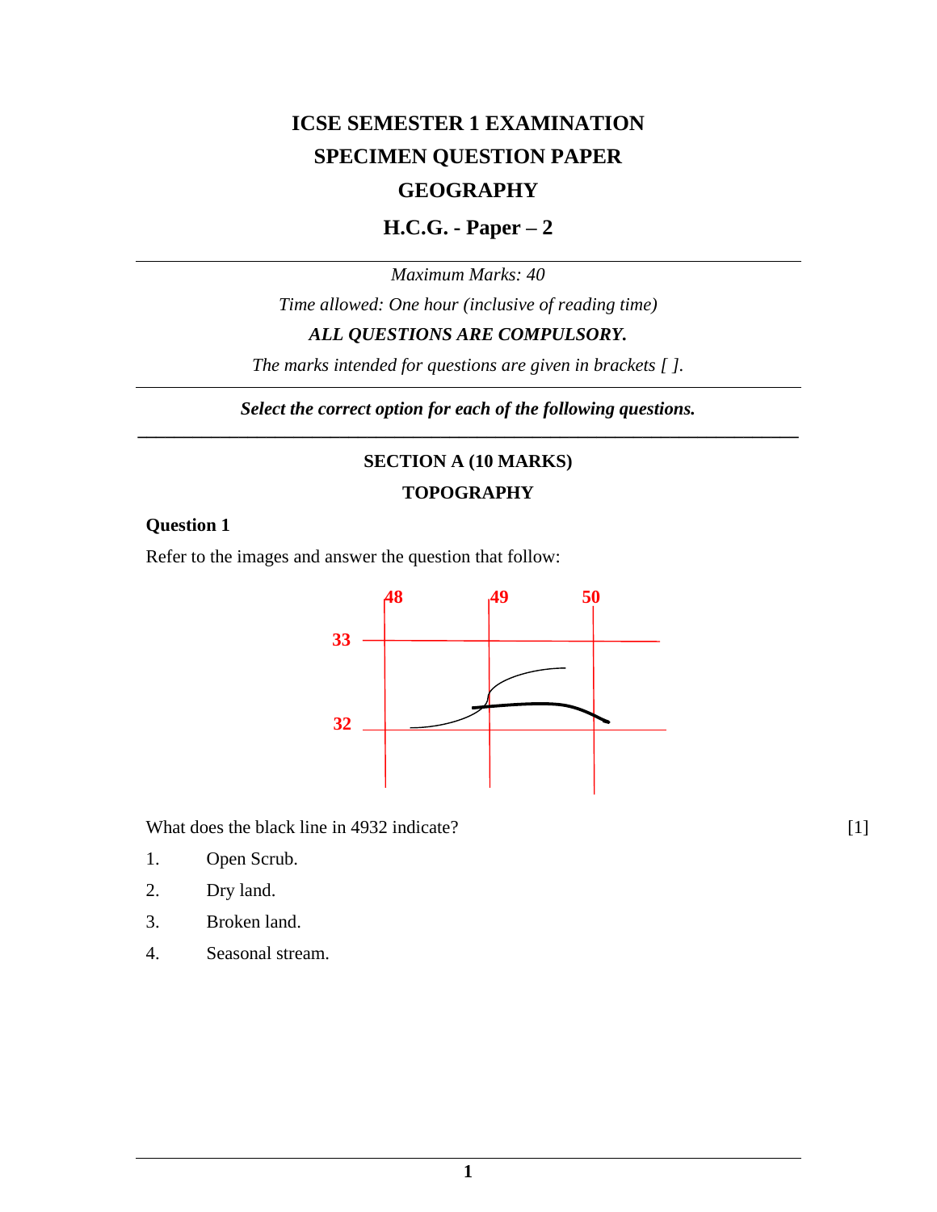# ICSE SEMESTER 1 EXAMINATION

# SPECIMEN QUESTION PAPER

# GEOGRAPHY

## H.C.G. - Paper – 2

*Maximum Marks: 40*

*Time allowed: One hour (inclusive of reading time)*

***ALL QUESTIONS ARE COMPULSORY.***

*The marks intended for questions are given in brackets [ ].*

***Select the correct option for each of the following questions.***

---

### SECTION A (10 MARKS)

### TOPOGRAPHY

**Question 1**

Refer to the images and answer the question that follow:

What does the black line in 4932 indicate? [1]

1. Open Scrub.
2. Dry land.
3. Broken land.
4. Seasonal stream.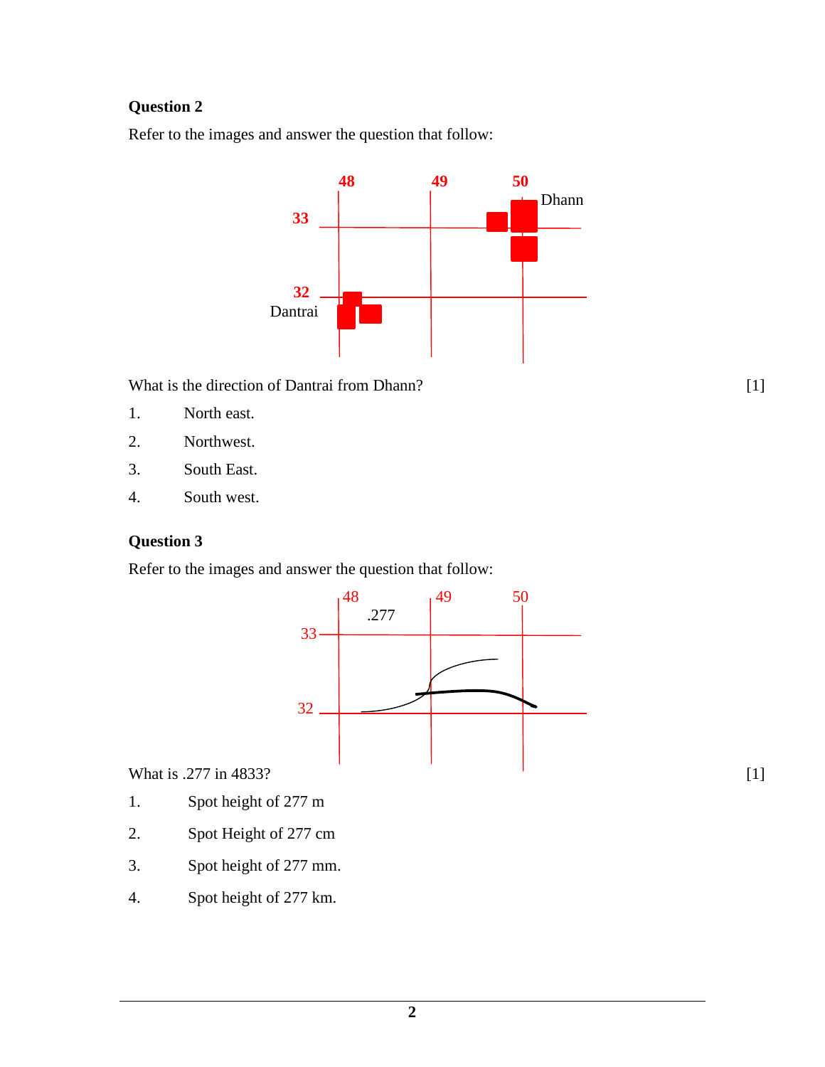### Question 2

Refer to the images and answer the question that follow:

What is the direction of Dantrai from Dhann? [1]

1. North east.
2. Northwest.
3. South East.
4. South west.

### Question 3

Refer to the images and answer the question that follow:

What is .277 in 4833? [1]

1. Spot height of 277 m
2. Spot Height of 277 cm
3. Spot height of 277 mm.
4. Spot height of 277 km.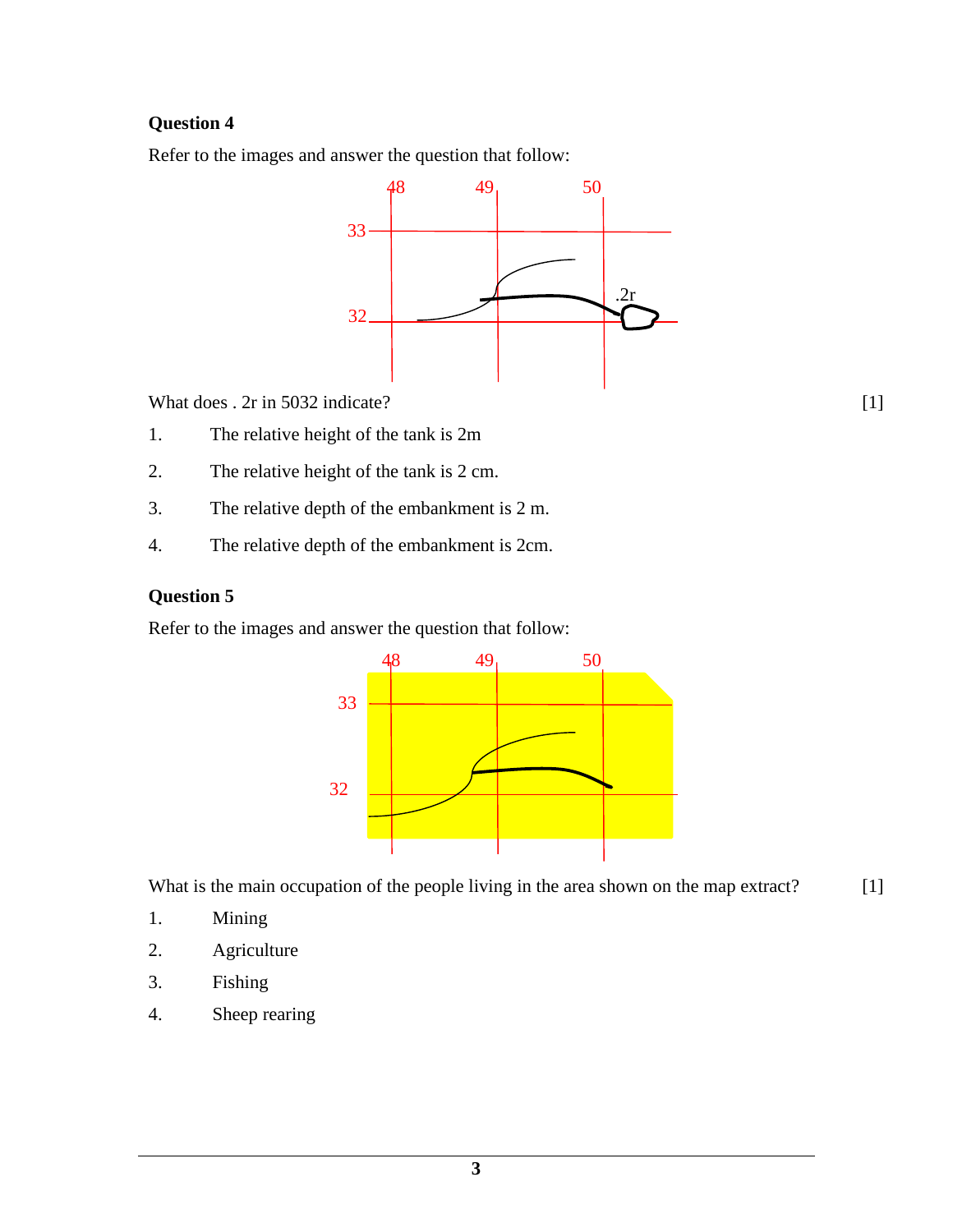**Question 4**

Refer to the images and answer the question that follow:

What does . 2r in 5032 indicate? [1]

1. The relative height of the tank is 2m
2. The relative height of the tank is 2 cm.
3. The relative depth of the embankment is 2 m.
4. The relative depth of the embankment is 2cm.

**Question 5**

Refer to the images and answer the question that follow:

What is the main occupation of the people living in the area shown on the map extract? [1]

1. Mining
2. Agriculture
3. Fishing
4. Sheep rearing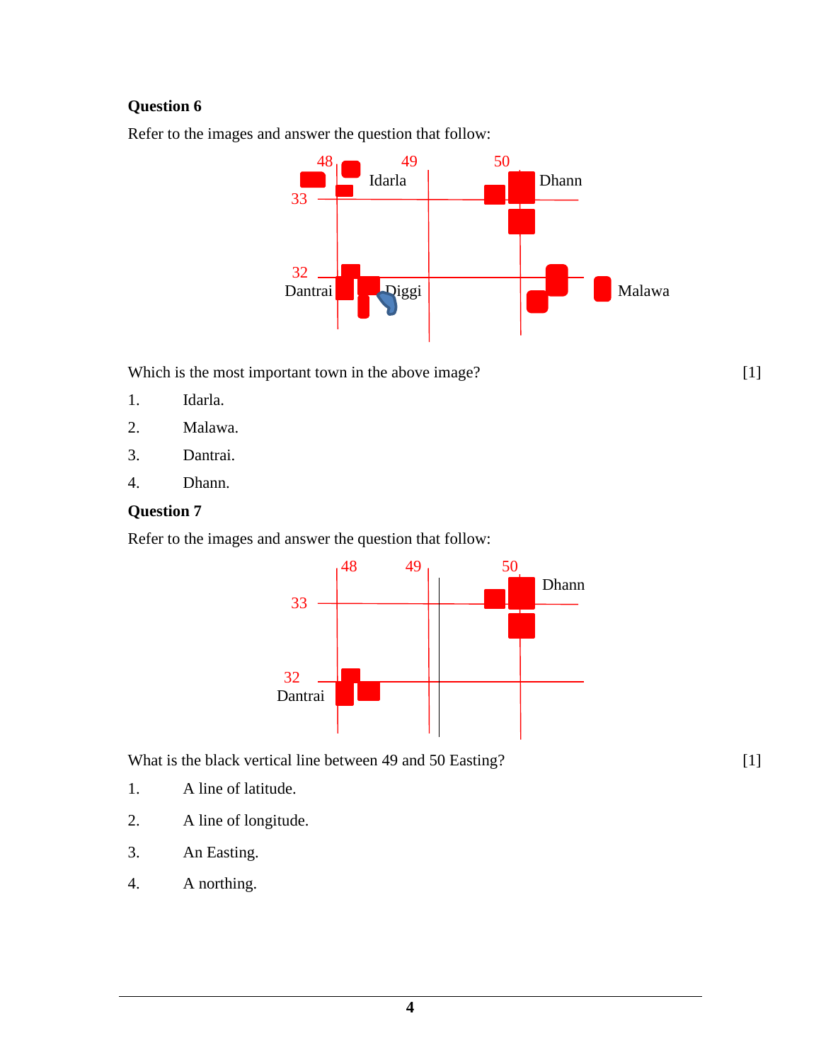**Question 6**

Refer to the images and answer the question that follow:

Which is the most important town in the above image? [1]

1. Idarla.
2. Malawa.
3. Dantrai.
4. Dhann.

**Question 7**

Refer to the images and answer the question that follow:

What is the black vertical line between 49 and 50 Easting? [1]

1. A line of latitude.
2. A line of longitude.
3. An Easting.
4. A northing.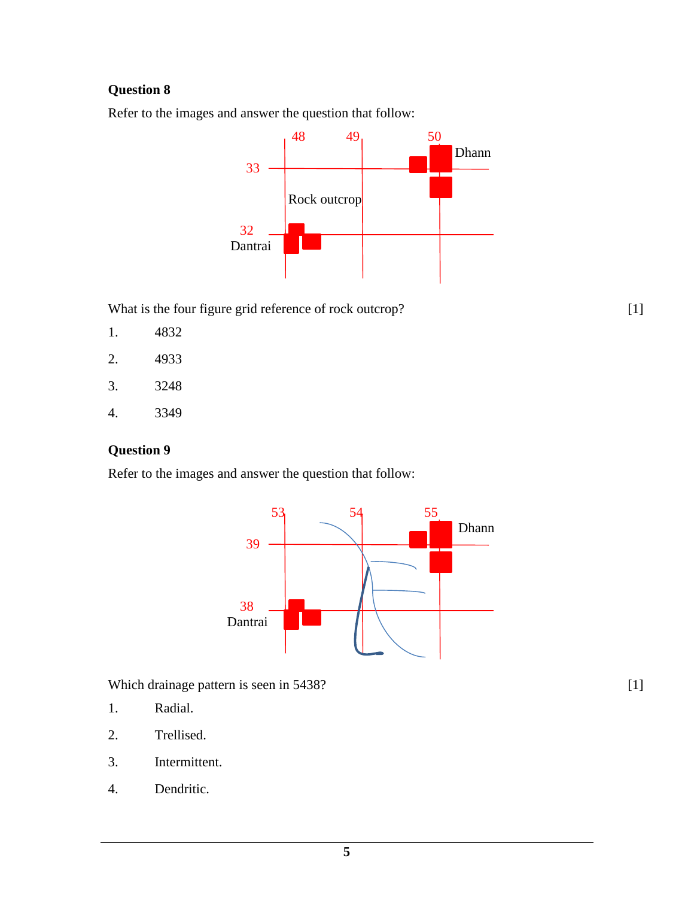**Question 8**

Refer to the images and answer the question that follow:

What is the four figure grid reference of rock outcrop? [1]

1. 4832
2. 4933
3. 3248
4. 3349

**Question 9**

Refer to the images and answer the question that follow:

Which drainage pattern is seen in 5438? [1]

1. Radial.
2. Trellised.
3. Intermittent.
4. Dendritic.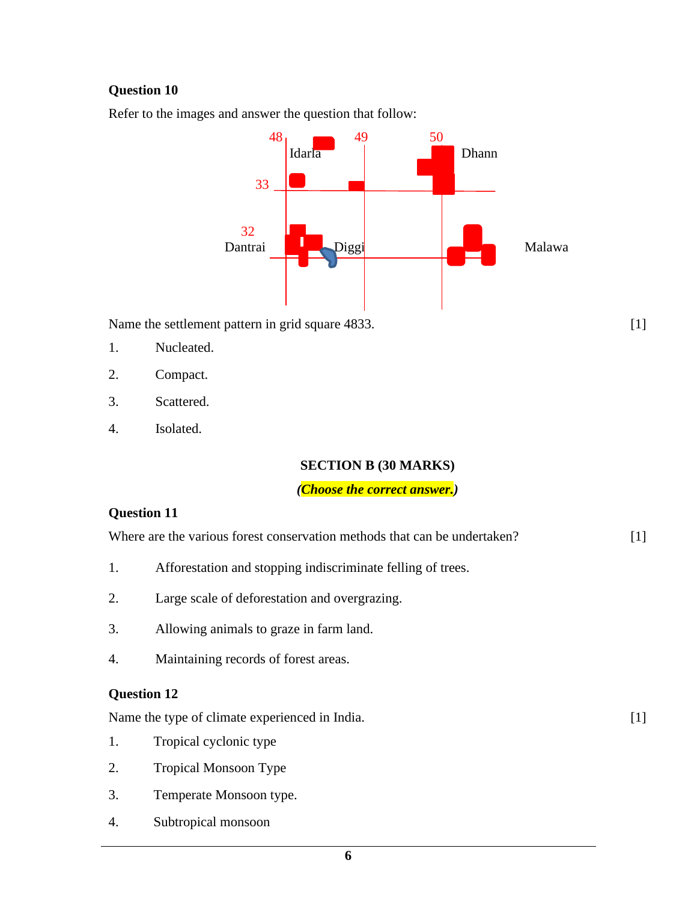**Question 10**

Refer to the images and answer the question that follow:

Name the settlement pattern in grid square 4833. [1]

1. Nucleated.
2. Compact.
3. Scattered.
4. Isolated.

**SECTION B (30 MARKS)**

***(Choose the correct answer.)***

**Question 11**

Where are the various forest conservation methods that can be undertaken? [1]

1. Afforestation and stopping indiscriminate felling of trees.
2. Large scale of deforestation and overgrazing.
3. Allowing animals to graze in farm land.
4. Maintaining records of forest areas.

**Question 12**

Name the type of climate experienced in India. [1]

1. Tropical cyclonic type
2. Tropical Monsoon Type
3. Temperate Monsoon type.
4. Subtropical monsoon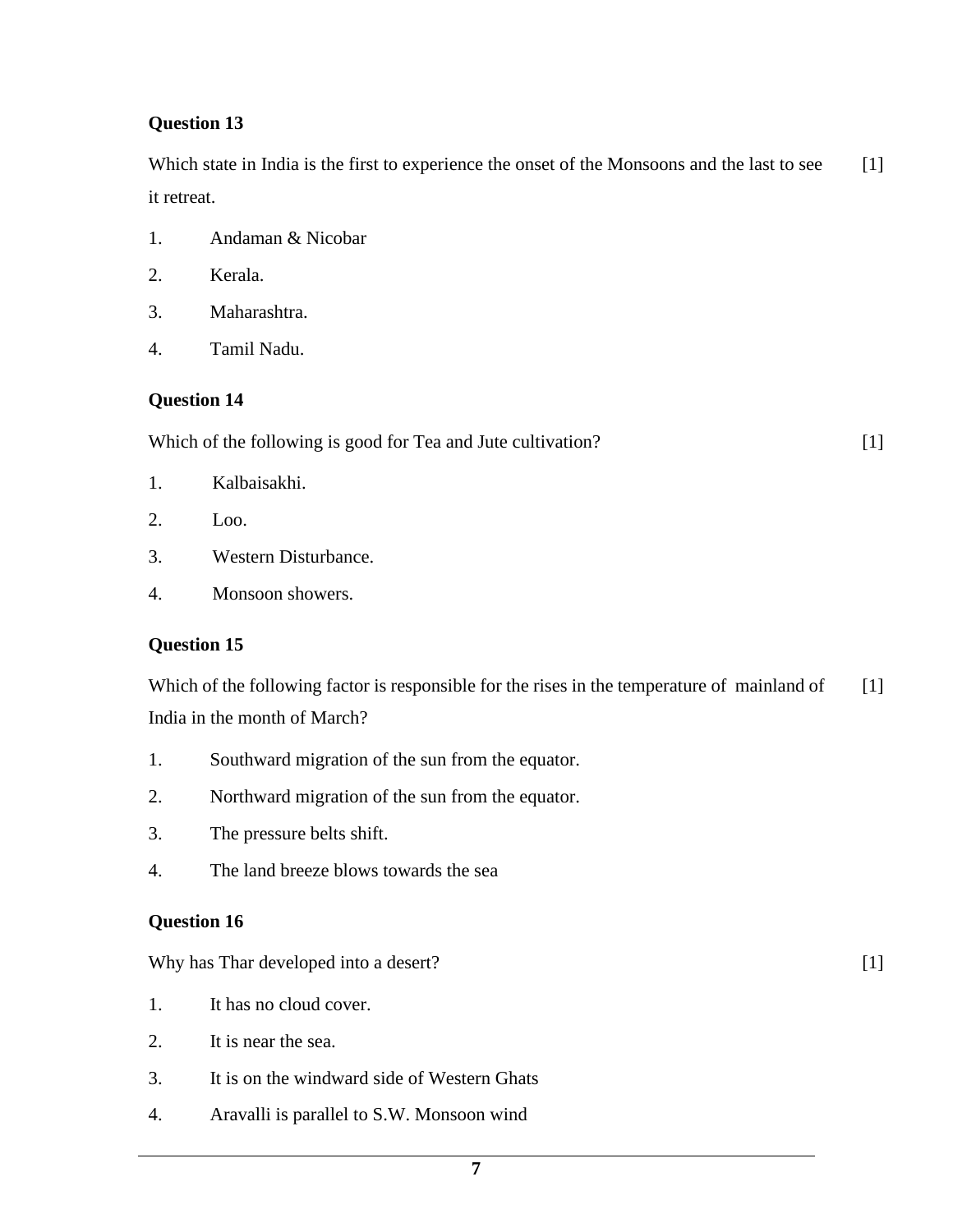**Question 13**

Which state in India is the first to experience the onset of the Monsoons and the last to see it retreat. [1]

1. Andaman & Nicobar
2. Kerala.
3. Maharashtra.
4. Tamil Nadu.

**Question 14**

Which of the following is good for Tea and Jute cultivation? [1]

1. Kalbaisakhi.
2. Loo.
3. Western Disturbance.
4. Monsoon showers.

**Question 15**

Which of the following factor is responsible for the rises in the temperature of mainland of India in the month of March? [1]

1. Southward migration of the sun from the equator.
2. Northward migration of the sun from the equator.
3. The pressure belts shift.
4. The land breeze blows towards the sea

**Question 16**

Why has Thar developed into a desert? [1]

1. It has no cloud cover.
2. It is near the sea.
3. It is on the windward side of Western Ghats
4. Aravalli is parallel to S.W. Monsoon wind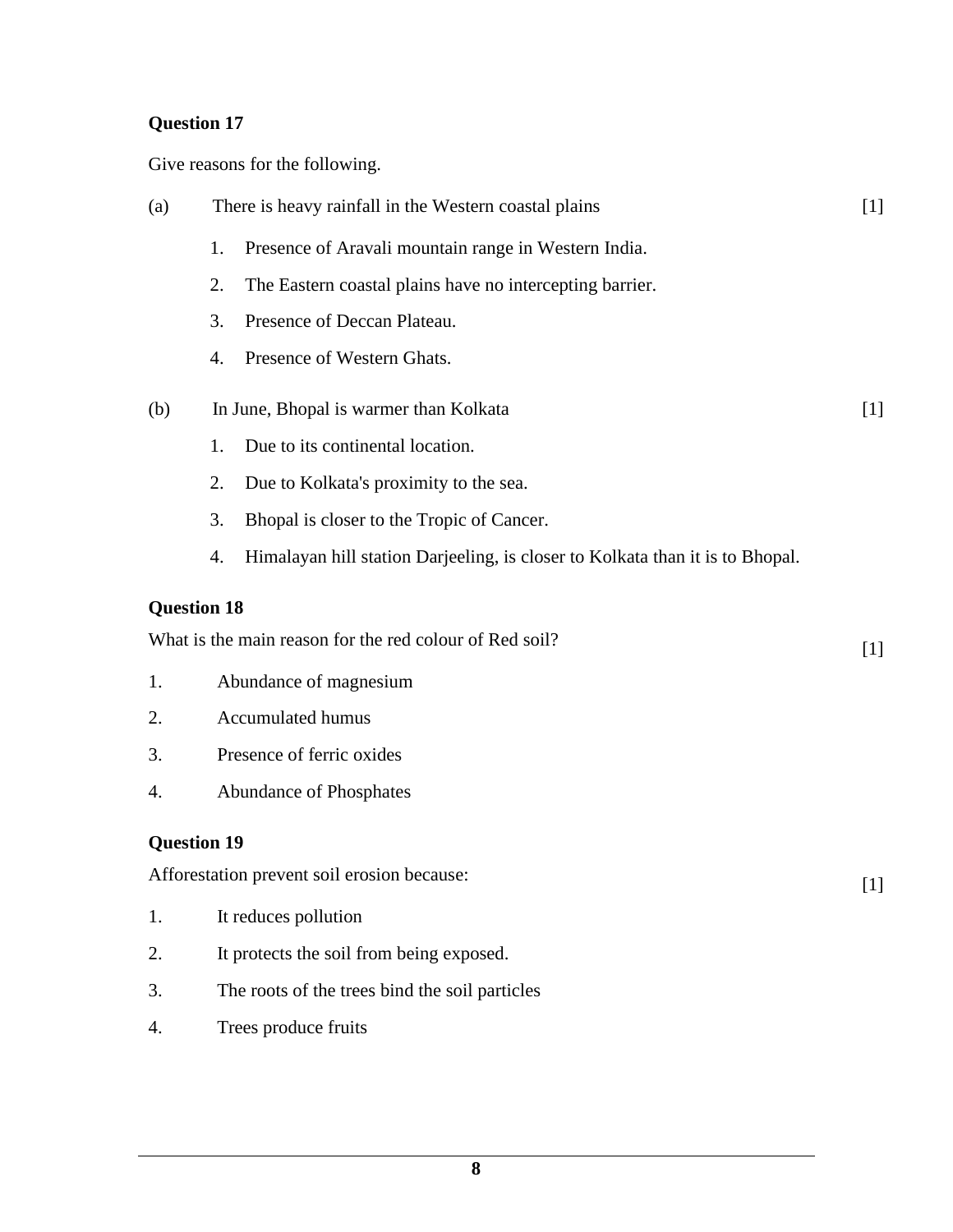**Question 17**

Give reasons for the following.

(a) There is heavy rainfall in the Western coastal plains [1]

1. Presence of Aravali mountain range in Western India.
2. The Eastern coastal plains have no intercepting barrier.
3. Presence of Deccan Plateau.
4. Presence of Western Ghats.

(b) In June, Bhopal is warmer than Kolkata [1]

1. Due to its continental location.
2. Due to Kolkata's proximity to the sea.
3. Bhopal is closer to the Tropic of Cancer.
4. Himalayan hill station Darjeeling, is closer to Kolkata than it is to Bhopal.

**Question 18**

What is the main reason for the red colour of Red soil? [1]

1. Abundance of magnesium
2. Accumulated humus
3. Presence of ferric oxides
4. Abundance of Phosphates

**Question 19**

Afforestation prevent soil erosion because: [1]

1. It reduces pollution
2. It protects the soil from being exposed.
3. The roots of the trees bind the soil particles
4. Trees produce fruits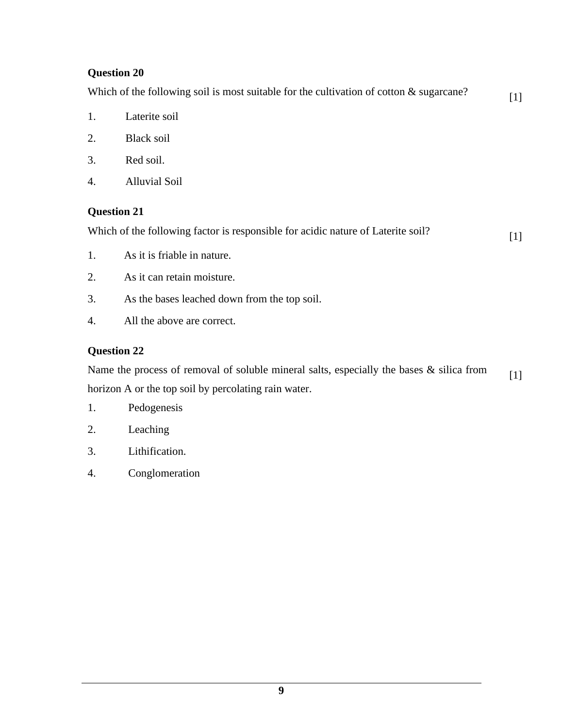**Question 20**

Which of the following soil is most suitable for the cultivation of cotton & sugarcane? [1]

1. Laterite soil
2. Black soil
3. Red soil.
4. Alluvial Soil

**Question 21**

Which of the following factor is responsible for acidic nature of Laterite soil? [1]

1. As it is friable in nature.
2. As it can retain moisture.
3. As the bases leached down from the top soil.
4. All the above are correct.

**Question 22**

Name the process of removal of soluble mineral salts, especially the bases & silica from horizon A or the top soil by percolating rain water. [1]

1. Pedogenesis
2. Leaching
3. Lithification.
4. Conglomeration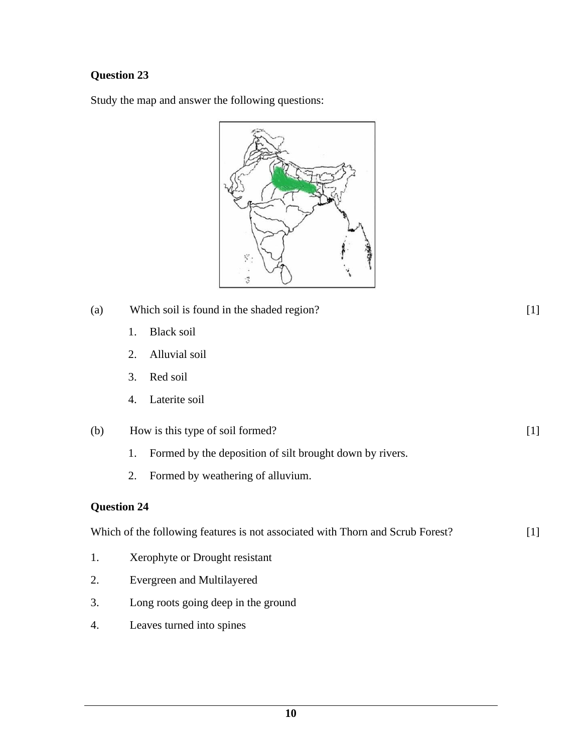**Question 23**

Study the map and answer the following questions:

(a) Which soil is found in the shaded region? [1]

1. Black soil
2. Alluvial soil
3. Red soil
4. Laterite soil

(b) How is this type of soil formed? [1]

1. Formed by the deposition of silt brought down by rivers.
2. Formed by weathering of alluvium.

**Question 24**

Which of the following features is not associated with Thorn and Scrub Forest? [1]

1. Xerophyte or Drought resistant
2. Evergreen and Multilayered
3. Long roots going deep in the ground
4. Leaves turned into spines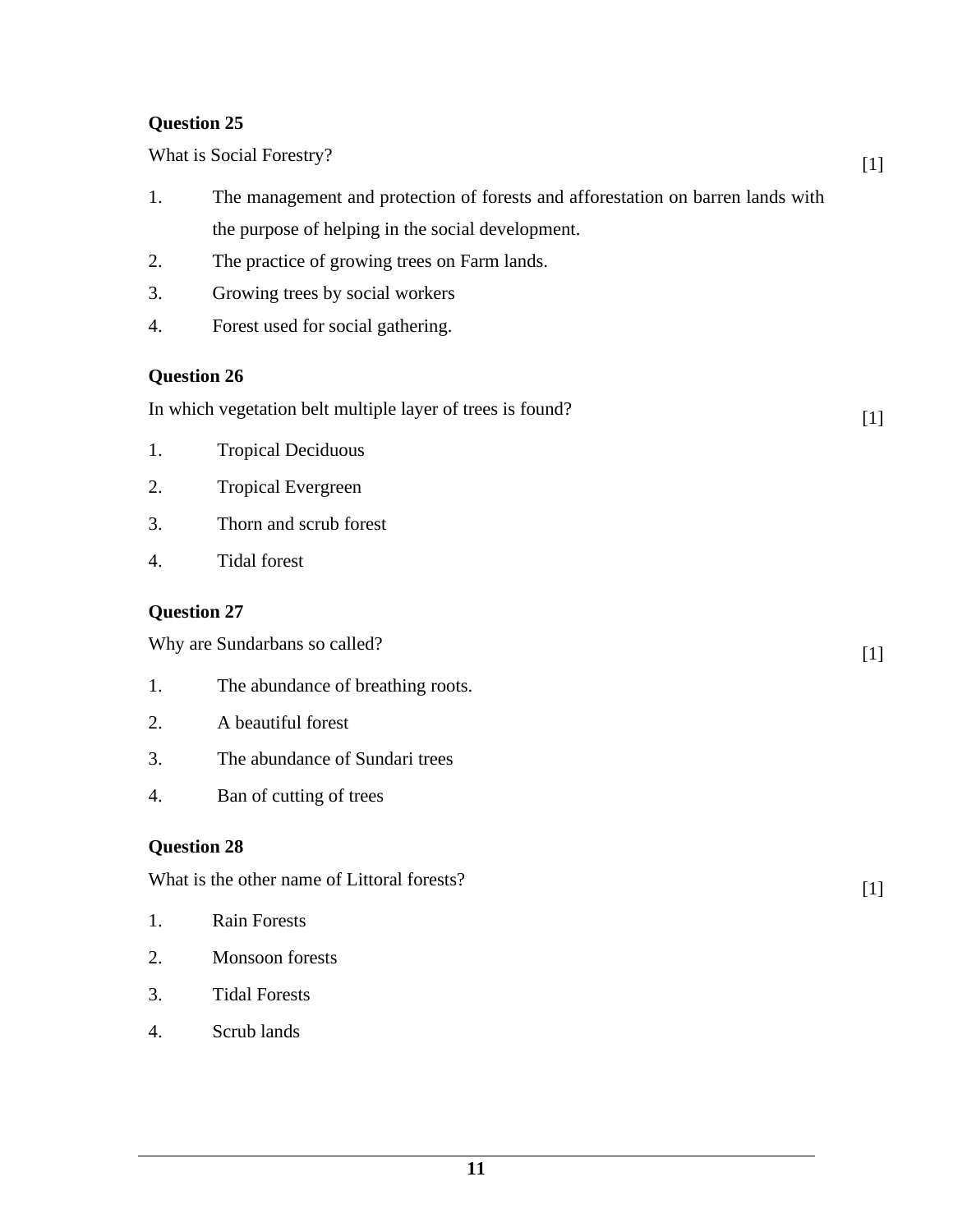**Question 25**

What is Social Forestry? [1]

1. The management and protection of forests and afforestation on barren lands with the purpose of helping in the social development.
2. The practice of growing trees on Farm lands.
3. Growing trees by social workers
4. Forest used for social gathering.

**Question 26**

In which vegetation belt multiple layer of trees is found? [1]

1. Tropical Deciduous
2. Tropical Evergreen
3. Thorn and scrub forest
4. Tidal forest

**Question 27**

Why are Sundarbans so called? [1]

1. The abundance of breathing roots.
2. A beautiful forest
3. The abundance of Sundari trees
4. Ban of cutting of trees

**Question 28**

What is the other name of Littoral forests? [1]

1. Rain Forests
2. Monsoon forests
3. Tidal Forests
4. Scrub lands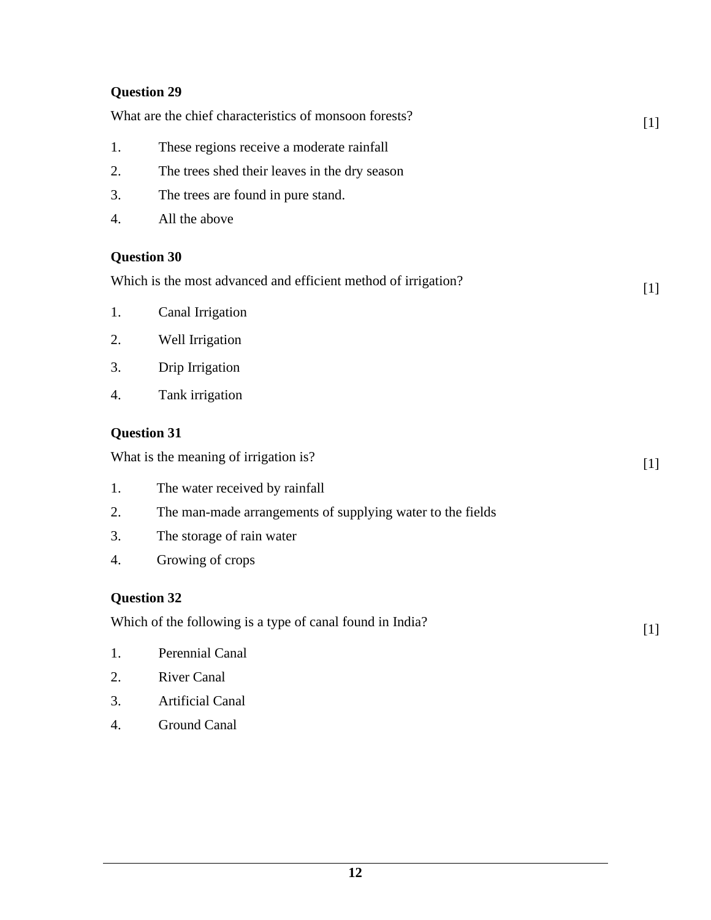**Question 29**

What are the chief characteristics of monsoon forests? [1]

1. These regions receive a moderate rainfall
2. The trees shed their leaves in the dry season
3. The trees are found in pure stand.
4. All the above

**Question 30**

Which is the most advanced and efficient method of irrigation? [1]

1. Canal Irrigation
2. Well Irrigation
3. Drip Irrigation
4. Tank irrigation

**Question 31**

What is the meaning of irrigation is? [1]

1. The water received by rainfall
2. The man-made arrangements of supplying water to the fields
3. The storage of rain water
4. Growing of crops

**Question 32**

Which of the following is a type of canal found in India? [1]

1. Perennial Canal
2. River Canal
3. Artificial Canal
4. Ground Canal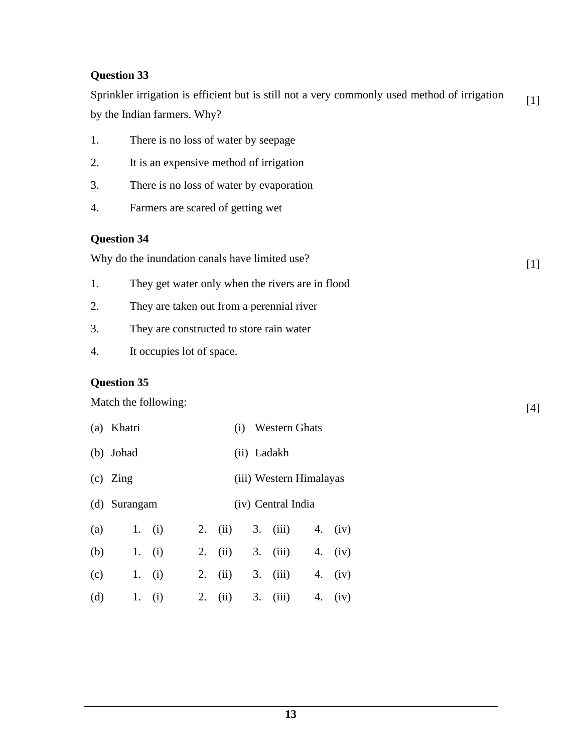**Question 33**

Sprinkler irrigation is efficient but is still not a very commonly used method of irrigation by the Indian farmers. Why? [1]

1. There is no loss of water by seepage
2. It is an expensive method of irrigation
3. There is no loss of water by evaporation
4. Farmers are scared of getting wet

**Question 34**

Why do the inundation canals have limited use? [1]

1. They get water only when the rivers are in flood
2. They are taken out from a perennial river
3. They are constructed to store rain water
4. It occupies lot of space.

**Question 35**

Match the following: [4]

| | |
|---|---|
| (a) Khatri | (i) Western Ghats |
| (b) Johad | (ii) Ladakh |
| (c) Zing | (iii) Western Himalayas |
| (d) Surangam | (iv) Central India |

| | | | | |
|---|---|---|---|---|
| (a) | 1. (i) | 2. (ii) | 3. (iii) | 4. (iv) |
| (b) | 1. (i) | 2. (ii) | 3. (iii) | 4. (iv) |
| (c) | 1. (i) | 2. (ii) | 3. (iii) | 4. (iv) |
| (d) | 1. (i) | 2. (ii) | 3. (iii) | 4. (iv) |